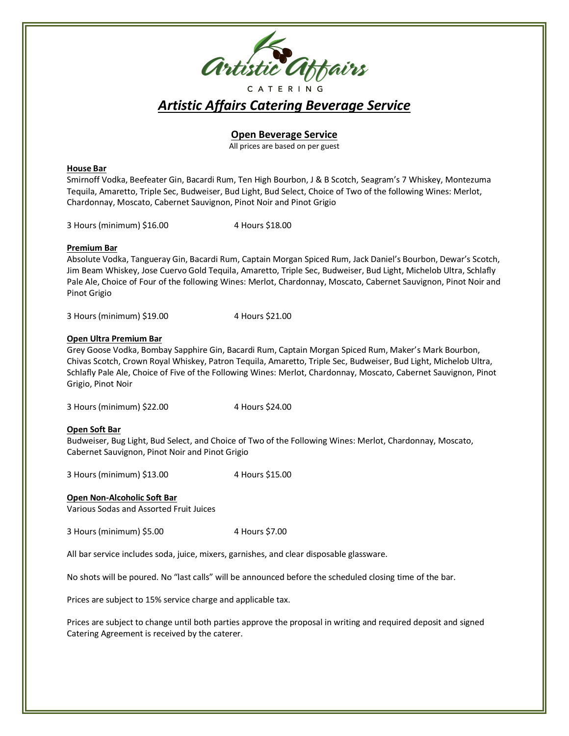Artistic Affairs

CATERING

# *Artistic Affairs Catering Beverage Service*

## Open Beverage Service

All prices are based on per guest

### House Bar

Smirnoff Vodka, Beefeater Gin, Bacardi Rum, Ten High Bourbon, J & B Scotch, Seagram's 7 Whiskey, Montezuma Tequila, Amaretto, Triple Sec, Budweiser, Bud Light, Bud Select, Choice of Two of the following Wines: Merlot, Chardonnay, Moscato, Cabernet Sauvignon, Pinot Noir and Pinot Grigio

3 Hours (minimum) $16.00 4 Hours $18.00

### Premium Bar

Absolute Vodka, Tangueray Gin, Bacardi Rum, Captain Morgan Spiced Rum, Jack Daniel's Bourbon, Dewar's Scotch, Jim Beam Whiskey, Jose Cuervo Gold Tequila, Amaretto, Triple Sec, Budweiser, Bud Light, Michelob Ultra, Schlafly Pale Ale, Choice of Four of the following Wines: Merlot, Chardonnay, Moscato, Cabernet Sauvignon, Pinot Noir and Pinot Grigio

3 Hours (minimum) $19.00 4 Hours $21.00

### Open Ultra Premium Bar

Grey Goose Vodka, Bombay Sapphire Gin, Bacardi Rum, Captain Morgan Spiced Rum, Maker's Mark Bourbon, Chivas Scotch, Crown Royal Whiskey, Patron Tequila, Amaretto, Triple Sec, Budweiser, Bud Light, Michelob Ultra, Schlafly Pale Ale, Choice of Five of the Following Wines: Merlot, Chardonnay, Moscato, Cabernet Sauvignon, Pinot Grigio, Pinot Noir

3 Hours (minimum) $22.00 4 Hours $24.00

### Open Soft Bar

Budweiser, Bug Light, Bud Select, and Choice of Two of the Following Wines: Merlot, Chardonnay, Moscato, Cabernet Sauvignon, Pinot Noir and Pinot Grigio

3 Hours (minimum) $13.00 4 Hours $15.00

### Open Non-Alcoholic Soft Bar

Various Sodas and Assorted Fruit Juices

3 Hours (minimum) $5.00 4 Hours $7.00

All bar service includes soda, juice, mixers, garnishes, and clear disposable glassware.

No shots will be poured. No "last calls" will be announced before the scheduled closing time of the bar.

Prices are subject to 15% service charge and applicable tax.

Prices are subject to change until both parties approve the proposal in writing and required deposit and signed Catering Agreement is received by the caterer.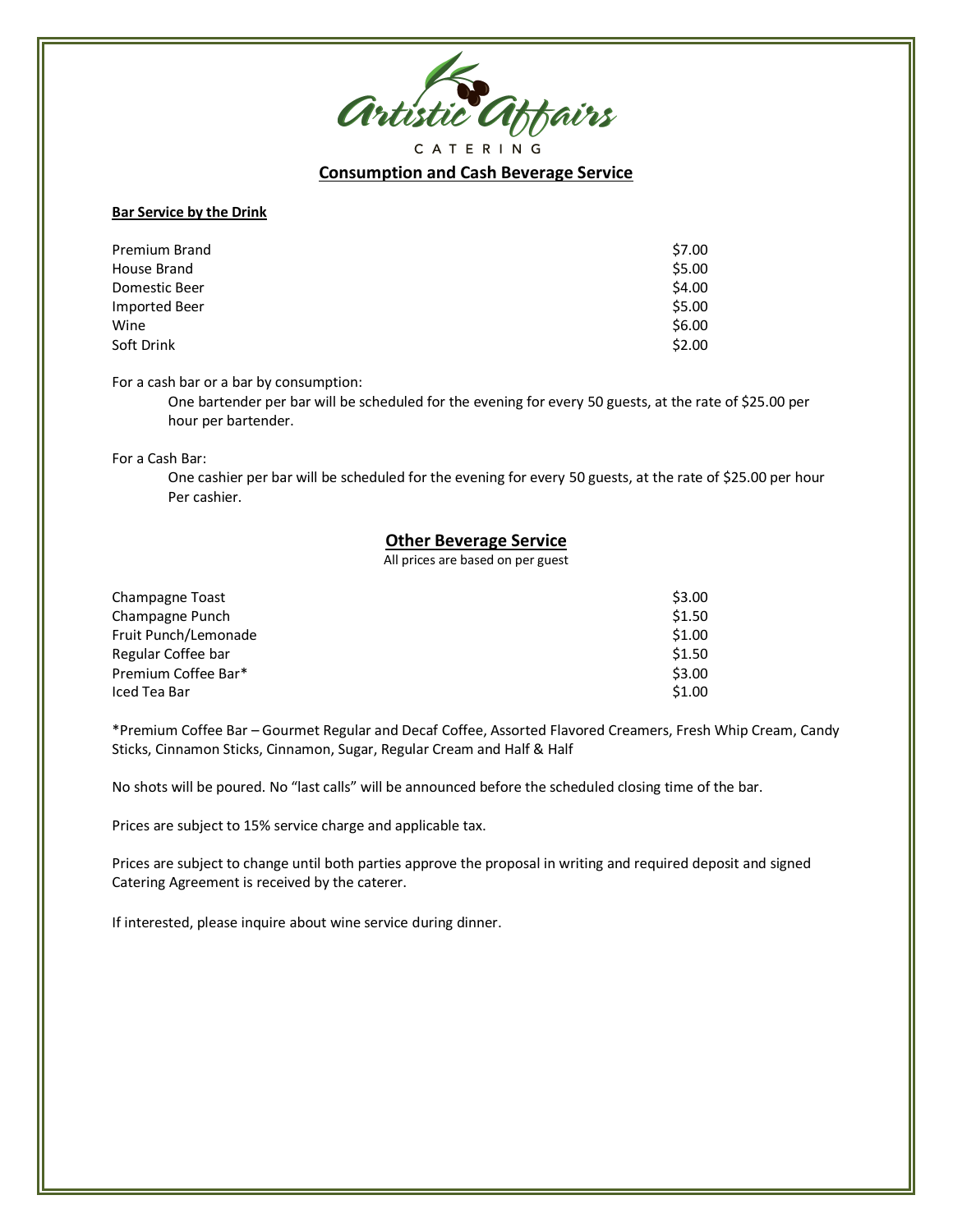Artistic Affairs

CATERING

## Consumption and Cash Beverage Service

**Bar Service by the Drink**

| | |
|---|---|
| Premium Brand | $7.00 |
| House Brand | $5.00 |
| Domestic Beer | $4.00 |
| Imported Beer | $5.00 |
| Wine | $6.00 |
| Soft Drink | $2.00 |

For a cash bar or a bar by consumption:

> One bartender per bar will be scheduled for the evening for every 50 guests, at the rate of $25.00 per hour per bartender.

For a Cash Bar:

> One cashier per bar will be scheduled for the evening for every 50 guests, at the rate of $25.00 per hour Per cashier.

## Other Beverage Service

All prices are based on per guest

| | |
|---|---|
| Champagne Toast | $3.00 |
| Champagne Punch | $1.50 |
| Fruit Punch/Lemonade | $1.00 |
| Regular Coffee bar | $1.50 |
| Premium Coffee Bar* | $3.00 |
| Iced Tea Bar | $1.00 |

*Premium Coffee Bar – Gourmet Regular and Decaf Coffee, Assorted Flavored Creamers, Fresh Whip Cream, Candy Sticks, Cinnamon Sticks, Cinnamon, Sugar, Regular Cream and Half & Half

No shots will be poured. No "last calls" will be announced before the scheduled closing time of the bar.

Prices are subject to 15% service charge and applicable tax.

Prices are subject to change until both parties approve the proposal in writing and required deposit and signed Catering Agreement is received by the caterer.

If interested, please inquire about wine service during dinner.